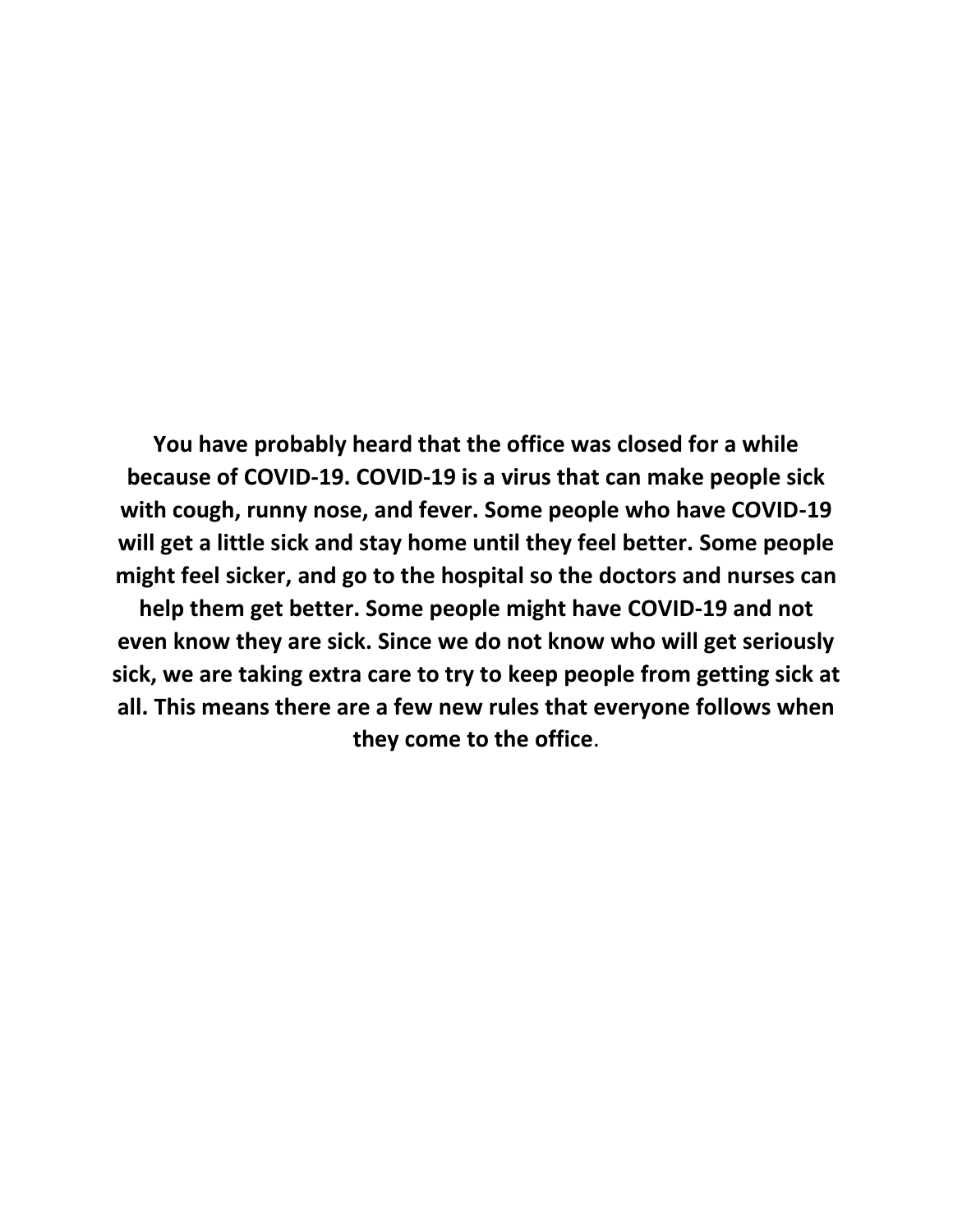**You have probably heard that the office was closed for a while because of COVID-19. COVID-19 is a virus that can make people sick with cough, runny nose, and fever. Some people who have COVID-19 will get a little sick and stay home until they feel better. Some people might feel sicker, and go to the hospital so the doctors and nurses can help them get better. Some people might have COVID-19 and not even know they are sick. Since we do not know who will get seriously sick, we are taking extra care to try to keep people from getting sick at all. This means there are a few new rules that everyone follows when they come to the office**.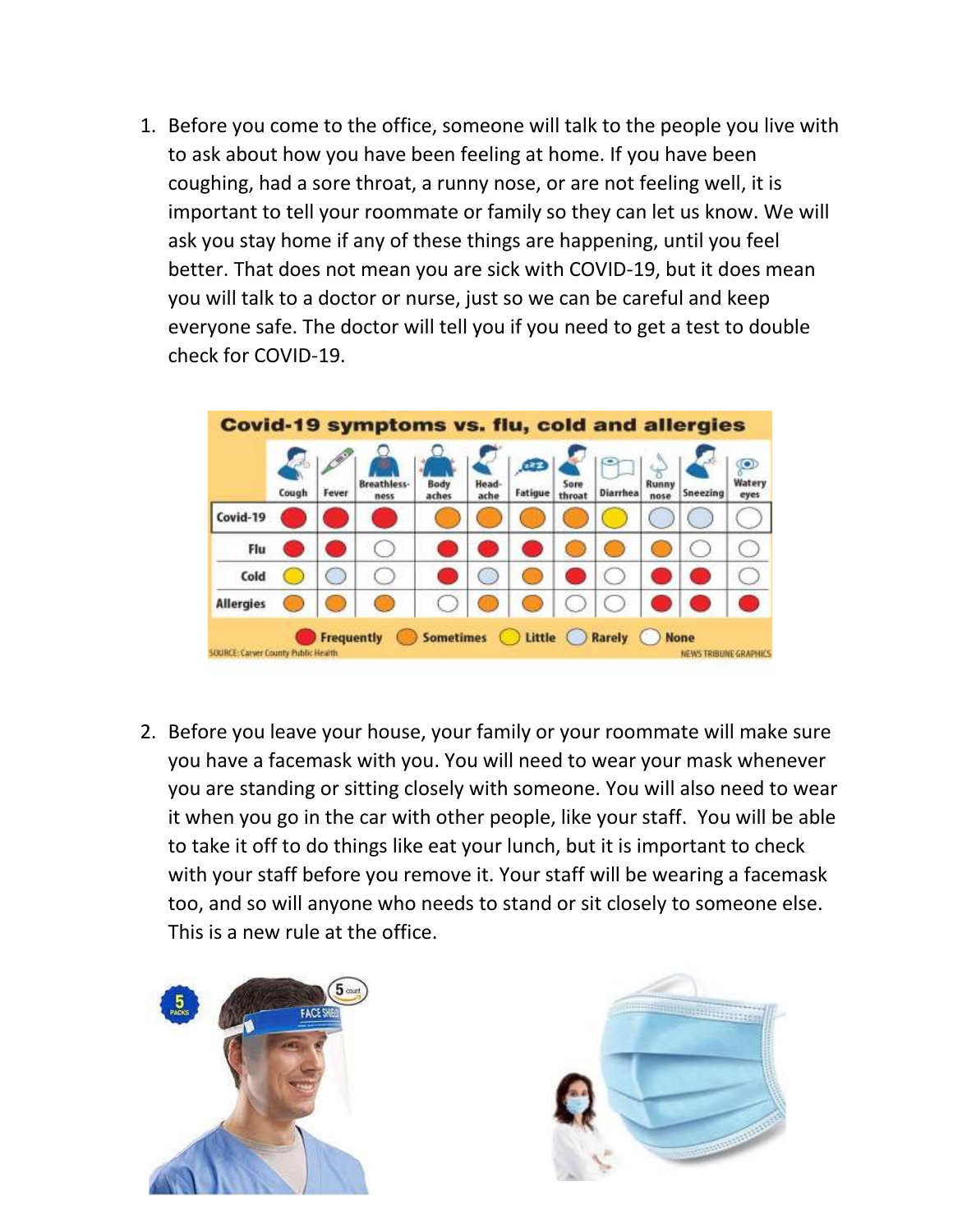1. Before you come to the office, someone will talk to the people you live with to ask about how you have been feeling at home. If you have been coughing, had a sore throat, a runny nose, or are not feeling well, it is important to tell your roommate or family so they can let us know. We will ask you stay home if any of these things are happening, until you feel better. That does not mean you are sick with COVID-19, but it does mean you will talk to a doctor or nurse, just so we can be careful and keep everyone safe. The doctor will tell you if you need to get a test to double check for COVID-19.

**Covid-19 symptoms vs. flu, cold and allergies**

| | Cough | Fever | Breathlessness | Body aches | Headache | Fatigue | Sore throat | Diarrhea | Runny nose | Sneezing | Watery eyes |
|---|---|---|---|---|---|---|---|---|---|---|---|
| Covid-19 | Frequently | Frequently | Frequently | Sometimes | Sometimes | Sometimes | Sometimes | Little | Rarely | Rarely | None |
| Flu | Frequently | Frequently | None | Frequently | Frequently | Frequently | Sometimes | Sometimes | Sometimes | None | None |
| Cold | Little | Rarely | None | Frequently | Rarely | Sometimes | Frequently | None | Frequently | Frequently | None |
| Allergies | Sometimes | Sometimes | Sometimes | None | Sometimes | Sometimes | None | None | Frequently | Frequently | Frequently |

Frequently · Sometimes · Little · Rarely · None

SOURCE: Carver County Public Health — NEWS TRIBUNE GRAPHICS

2. Before you leave your house, your family or your roommate will make sure you have a facemask with you. You will need to wear your mask whenever you are standing or sitting closely with someone. You will also need to wear it when you go in the car with other people, like your staff. You will be able to take it off to do things like eat your lunch, but it is important to check with your staff before you remove it. Your staff will be wearing a facemask too, and so will anyone who needs to stand or sit closely to someone else. This is a new rule at the office.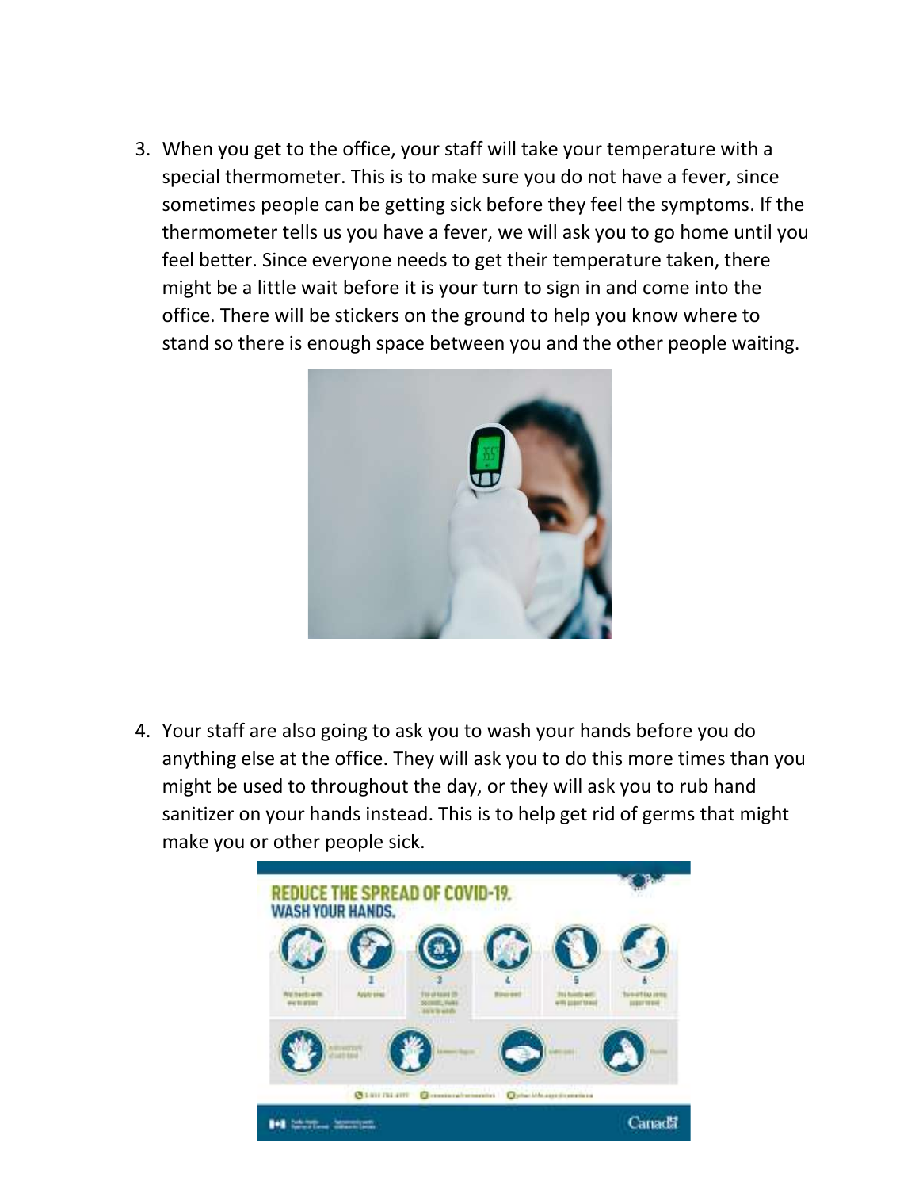3. When you get to the office, your staff will take your temperature with a special thermometer. This is to make sure you do not have a fever, since sometimes people can be getting sick before they feel the symptoms. If the thermometer tells us you have a fever, we will ask you to go home until you feel better. Since everyone needs to get their temperature taken, there might be a little wait before it is your turn to sign in and come into the office. There will be stickers on the ground to help you know where to stand so there is enough space between you and the other people waiting.

4. Your staff are also going to ask you to wash your hands before you do anything else at the office. They will ask you to do this more times than you might be used to throughout the day, or they will ask you to rub hand sanitizer on your hands instead. This is to help get rid of germs that might make you or other people sick.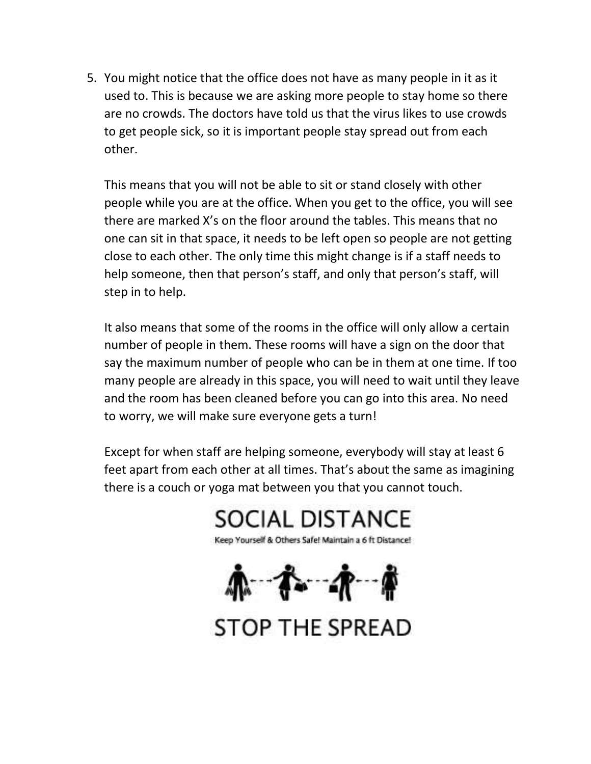5. You might notice that the office does not have as many people in it as it used to. This is because we are asking more people to stay home so there are no crowds. The doctors have told us that the virus likes to use crowds to get people sick, so it is important people stay spread out from each other.

   This means that you will not be able to sit or stand closely with other people while you are at the office. When you get to the office, you will see there are marked X's on the floor around the tables. This means that no one can sit in that space, it needs to be left open so people are not getting close to each other. The only time this might change is if a staff needs to help someone, then that person's staff, and only that person's staff, will step in to help.

   It also means that some of the rooms in the office will only allow a certain number of people in them. These rooms will have a sign on the door that say the maximum number of people who can be in them at one time. If too many people are already in this space, you will need to wait until they leave and the room has been cleaned before you can go into this area. No need to worry, we will make sure everyone gets a turn!

   Except for when staff are helping someone, everybody will stay at least 6 feet apart from each other at all times. That's about the same as imagining there is a couch or yoga mat between you that you cannot touch.

SOCIAL DISTANCE

Keep Yourself & Others Safe! Maintain a 6 ft Distance!

STOP THE SPREAD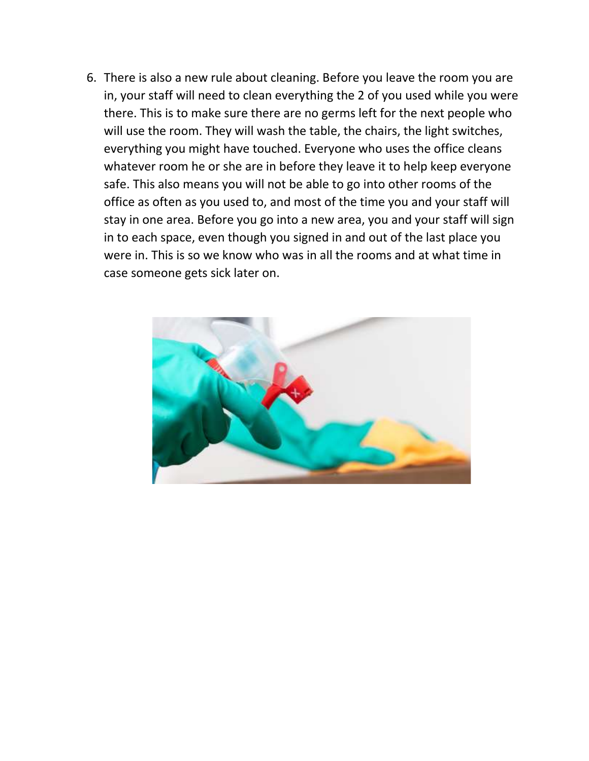6. There is also a new rule about cleaning. Before you leave the room you are in, your staff will need to clean everything the 2 of you used while you were there. This is to make sure there are no germs left for the next people who will use the room. They will wash the table, the chairs, the light switches, everything you might have touched. Everyone who uses the office cleans whatever room he or she are in before they leave it to help keep everyone safe. This also means you will not be able to go into other rooms of the office as often as you used to, and most of the time you and your staff will stay in one area. Before you go into a new area, you and your staff will sign in to each space, even though you signed in and out of the last place you were in. This is so we know who was in all the rooms and at what time in case someone gets sick later on.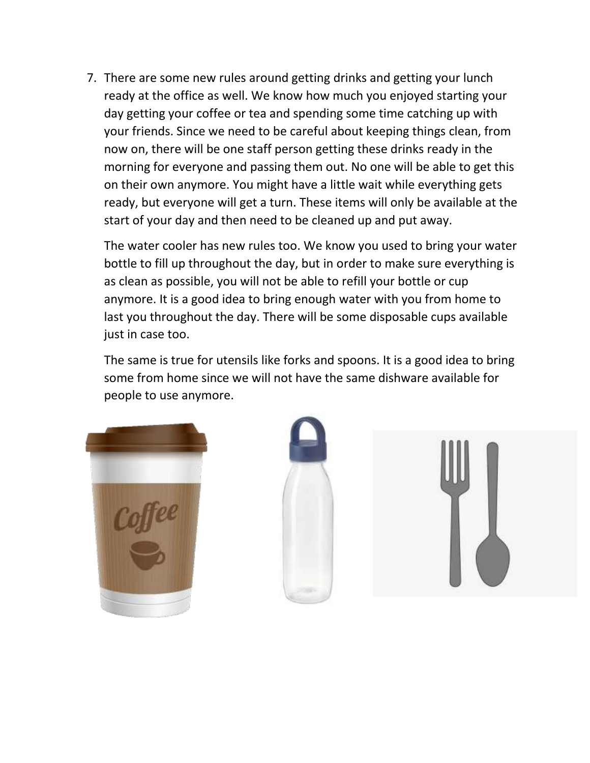7. There are some new rules around getting drinks and getting your lunch ready at the office as well. We know how much you enjoyed starting your day getting your coffee or tea and spending some time catching up with your friends. Since we need to be careful about keeping things clean, from now on, there will be one staff person getting these drinks ready in the morning for everyone and passing them out. No one will be able to get this on their own anymore. You might have a little wait while everything gets ready, but everyone will get a turn. These items will only be available at the start of your day and then need to be cleaned up and put away.

   The water cooler has new rules too. We know you used to bring your water bottle to fill up throughout the day, but in order to make sure everything is as clean as possible, you will not be able to refill your bottle or cup anymore. It is a good idea to bring enough water with you from home to last you throughout the day. There will be some disposable cups available just in case too.

   The same is true for utensils like forks and spoons. It is a good idea to bring some from home since we will not have the same dishware available for people to use anymore.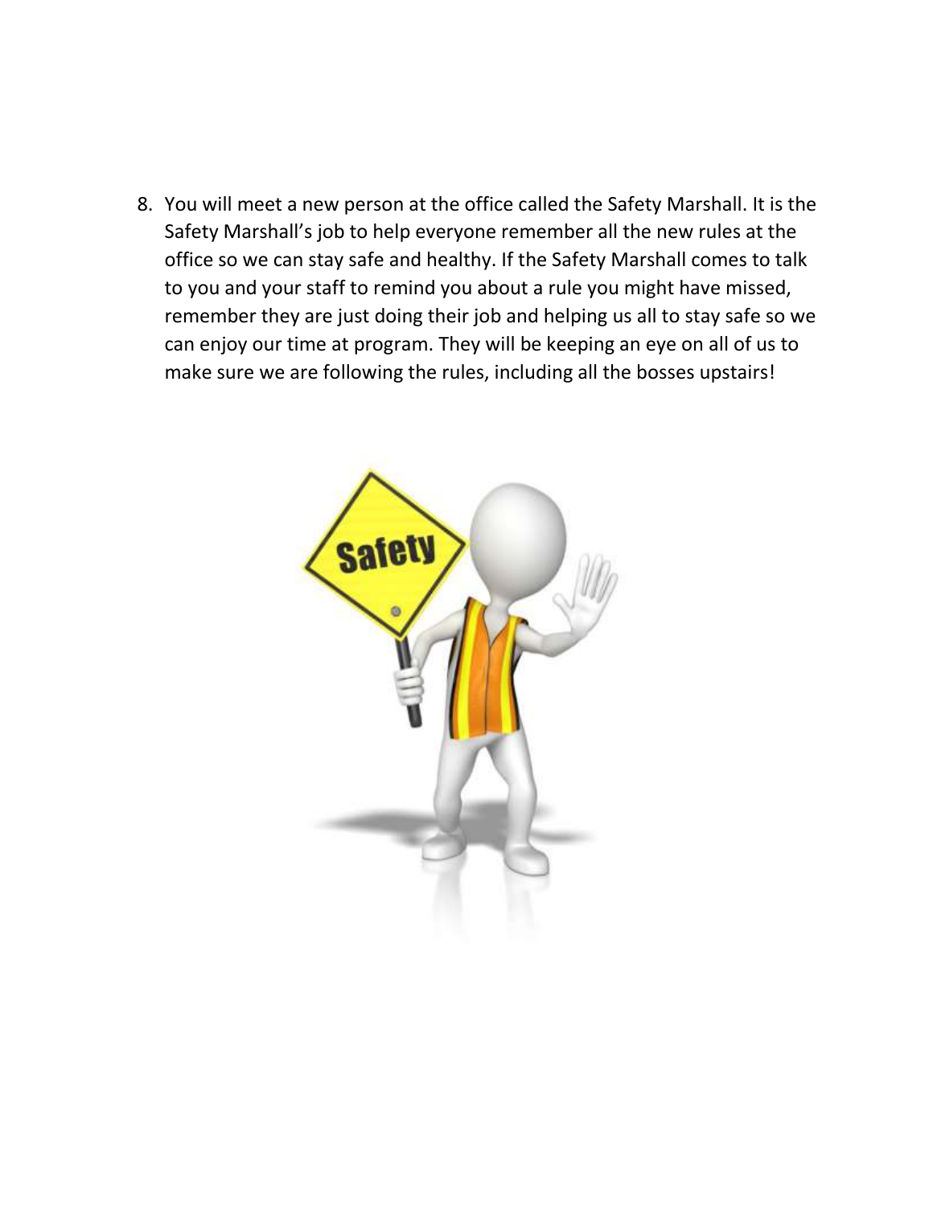8. You will meet a new person at the office called the Safety Marshall. It is the Safety Marshall's job to help everyone remember all the new rules at the office so we can stay safe and healthy. If the Safety Marshall comes to talk to you and your staff to remind you about a rule you might have missed, remember they are just doing their job and helping us all to stay safe so we can enjoy our time at program. They will be keeping an eye on all of us to make sure we are following the rules, including all the bosses upstairs!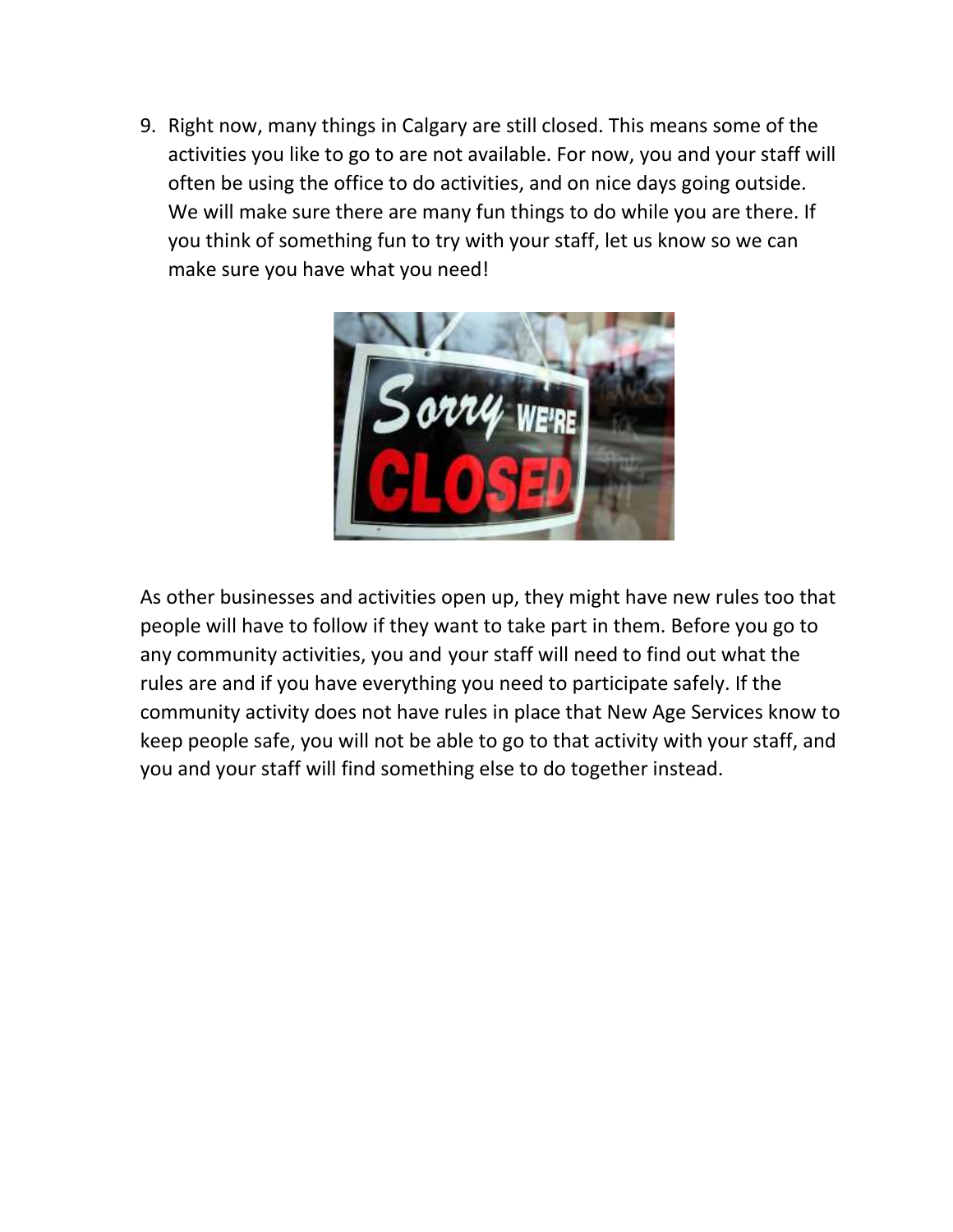9. Right now, many things in Calgary are still closed. This means some of the activities you like to go to are not available. For now, you and your staff will often be using the office to do activities, and on nice days going outside. We will make sure there are many fun things to do while you are there. If you think of something fun to try with your staff, let us know so we can make sure you have what you need!

As other businesses and activities open up, they might have new rules too that people will have to follow if they want to take part in them. Before you go to any community activities, you and your staff will need to find out what the rules are and if you have everything you need to participate safely. If the community activity does not have rules in place that New Age Services know to keep people safe, you will not be able to go to that activity with your staff, and you and your staff will find something else to do together instead.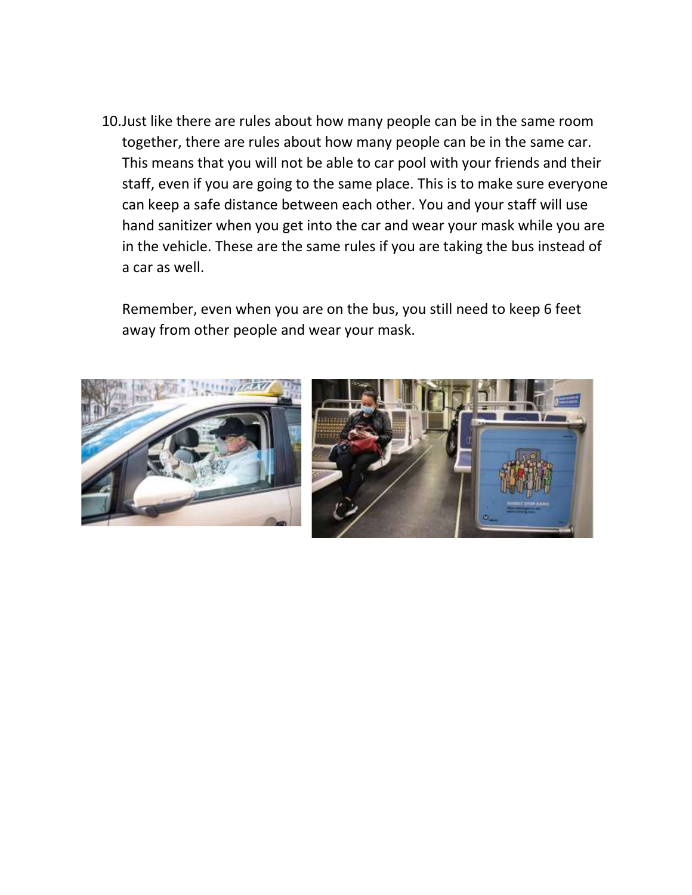10. Just like there are rules about how many people can be in the same room together, there are rules about how many people can be in the same car. This means that you will not be able to car pool with your friends and their staff, even if you are going to the same place. This is to make sure everyone can keep a safe distance between each other. You and your staff will use hand sanitizer when you get into the car and wear your mask while you are in the vehicle. These are the same rules if you are taking the bus instead of a car as well.

    Remember, even when you are on the bus, you still need to keep 6 feet away from other people and wear your mask.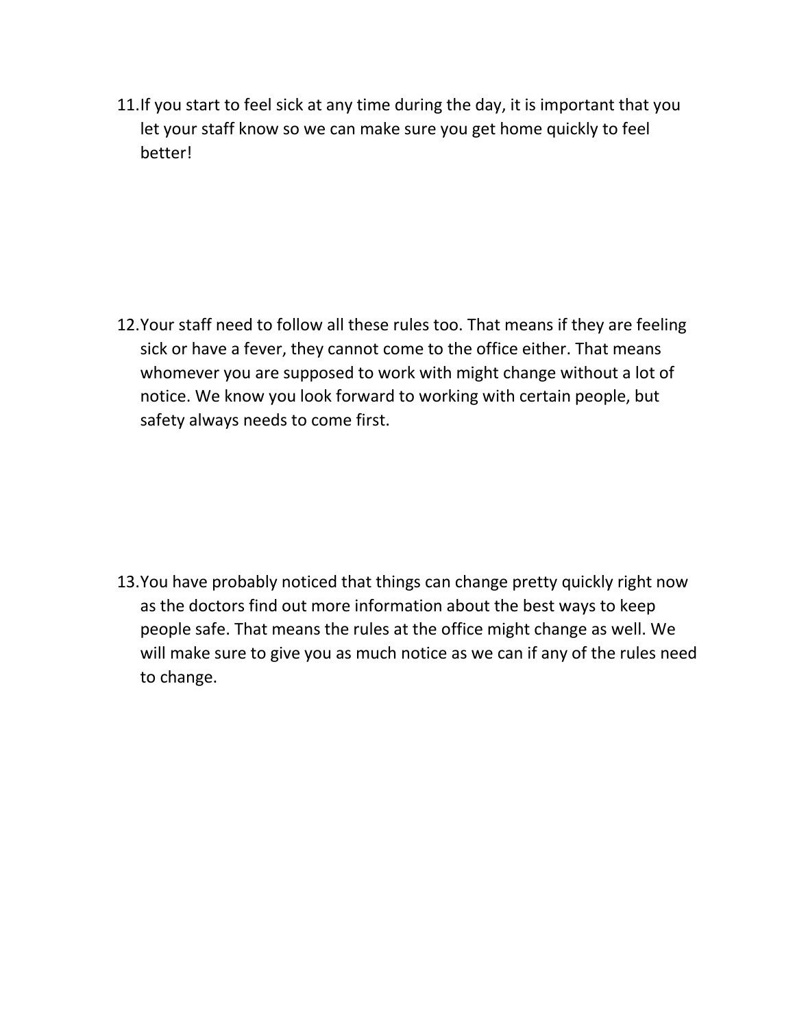11. If you start to feel sick at any time during the day, it is important that you let your staff know so we can make sure you get home quickly to feel better!

12. Your staff need to follow all these rules too. That means if they are feeling sick or have a fever, they cannot come to the office either. That means whomever you are supposed to work with might change without a lot of notice. We know you look forward to working with certain people, but safety always needs to come first.

13. You have probably noticed that things can change pretty quickly right now as the doctors find out more information about the best ways to keep people safe. That means the rules at the office might change as well. We will make sure to give you as much notice as we can if any of the rules need to change.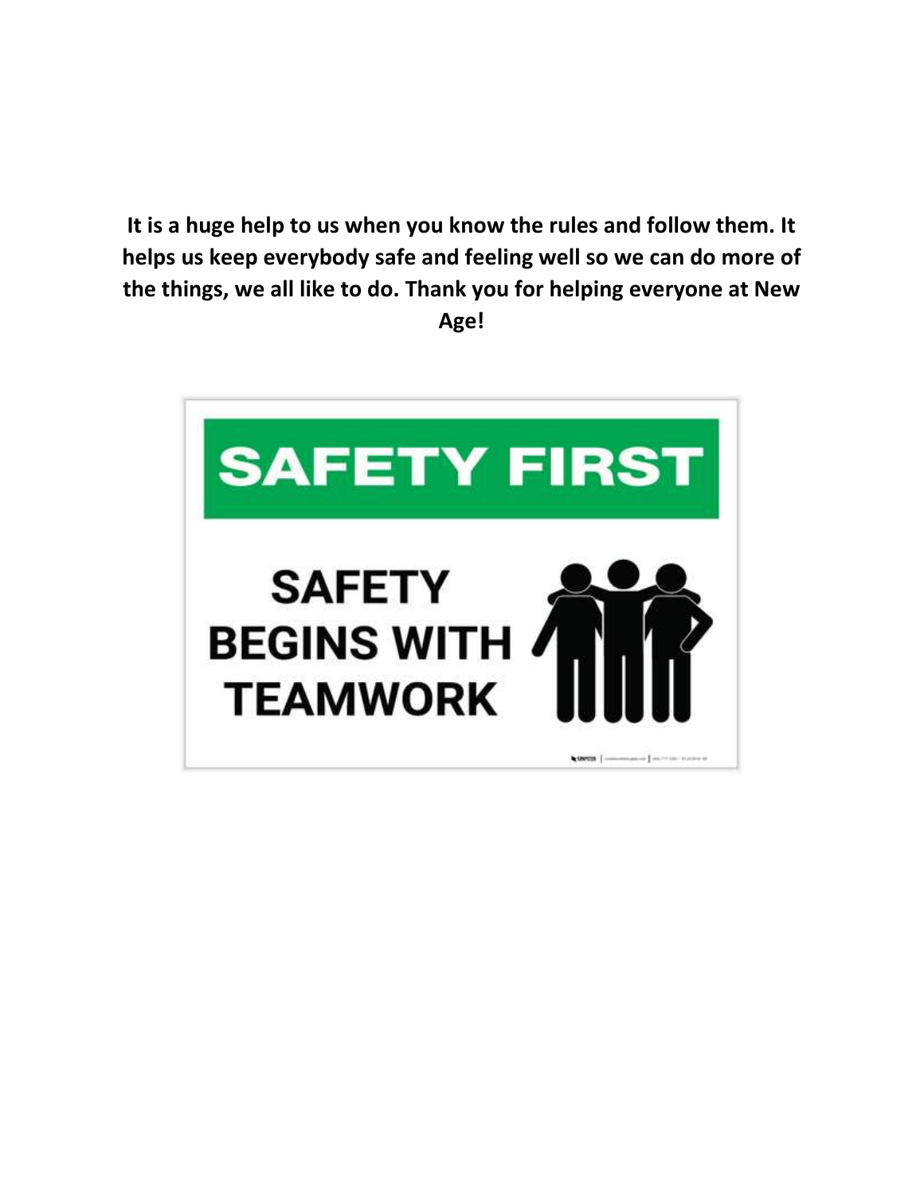**It is a huge help to us when you know the rules and follow them. It helps us keep everybody safe and feeling well so we can do more of the things, we all like to do. Thank you for helping everyone at New Age!**

SAFETY FIRST

SAFETY BEGINS WITH TEAMWORK